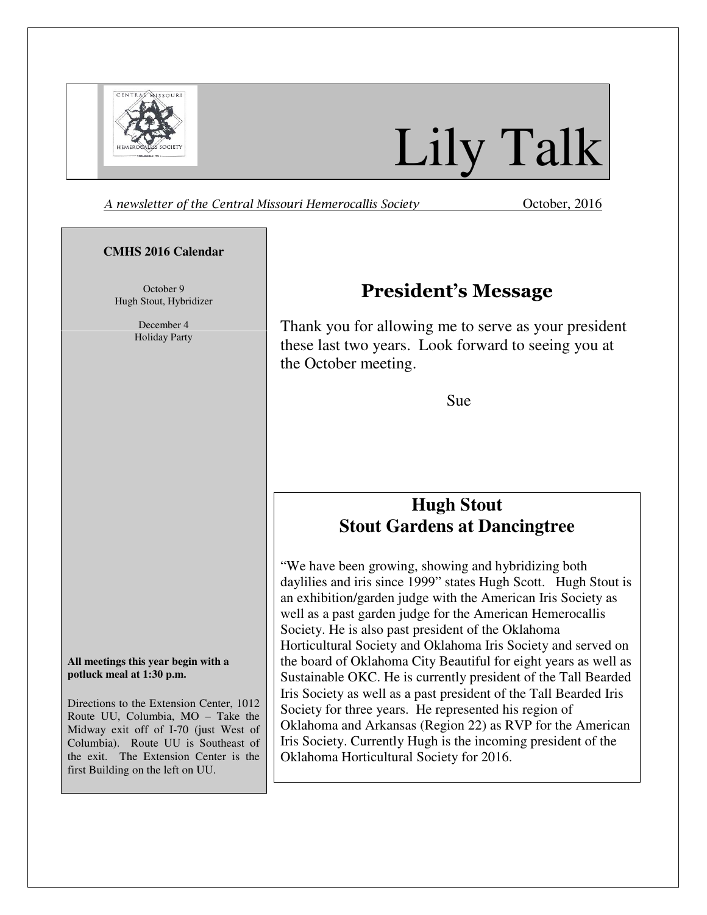# Lily Talk

*A newsletter of the Central Missouri Hemerocallis Society* October, 2016

**CMHS 2016 Calendar**

October 9
Hugh Stout, Hybridizer

December 4
Holiday Party

**All meetings this year begin with a potluck meal at 1:30 p.m.**

Directions to the Extension Center, 1012 Route UU, Columbia, MO – Take the Midway exit off of I-70 (just West of Columbia). Route UU is Southeast of the exit. The Extension Center is the first Building on the left on UU.

## President's Message

Thank you for allowing me to serve as your president these last two years. Look forward to seeing you at the October meeting.

Sue

## Hugh Stout
## Stout Gardens at Dancingtree

"We have been growing, showing and hybridizing both daylilies and iris since 1999" states Hugh Scott. Hugh Stout is an exhibition/garden judge with the American Iris Society as well as a past garden judge for the American Hemerocallis Society. He is also past president of the Oklahoma Horticultural Society and Oklahoma Iris Society and served on the board of Oklahoma City Beautiful for eight years as well as Sustainable OKC. He is currently president of the Tall Bearded Iris Society as well as a past president of the Tall Bearded Iris Society for three years. He represented his region of Oklahoma and Arkansas (Region 22) as RVP for the American Iris Society. Currently Hugh is the incoming president of the Oklahoma Horticultural Society for 2016.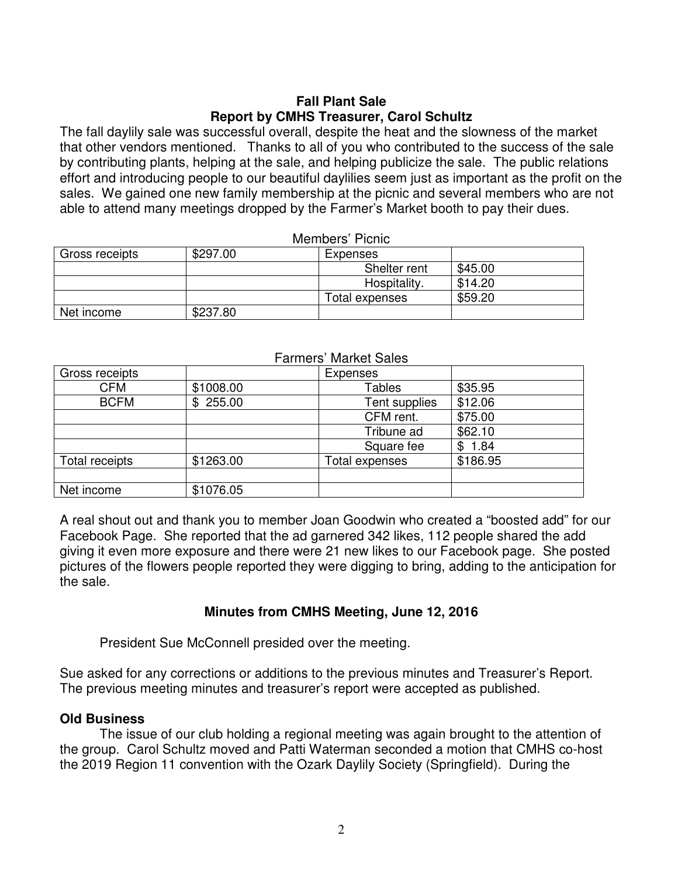**Fall Plant Sale**
**Report by CMHS Treasurer, Carol Schultz**

The fall daylily sale was successful overall, despite the heat and the slowness of the market that other vendors mentioned. Thanks to all of you who contributed to the success of the sale by contributing plants, helping at the sale, and helping publicize the sale. The public relations effort and introducing people to our beautiful daylilies seem just as important as the profit on the sales. We gained one new family membership at the picnic and several members who are not able to attend many meetings dropped by the Farmer's Market booth to pay their dues.

Members' Picnic

| Gross receipts | $297.00 | Expenses | |
|---|---|---|---|
| | | Shelter rent | $45.00 |
| | | Hospitality. | $14.20 |
| | | Total expenses | $59.20 |
| Net income | $237.80 | | |

Farmers' Market Sales

| Gross receipts | | Expenses | |
|---|---|---|---|
| CFM | $1008.00 | Tables | $35.95 |
| BCFM | $ 255.00 | Tent supplies | $12.06 |
| | | CFM rent. | $75.00 |
| | | Tribune ad | $62.10 |
| | | Square fee | $ 1.84 |
| Total receipts | $1263.00 | Total expenses | $186.95 |
| | | | |
| Net income | $1076.05 | | |

A real shout out and thank you to member Joan Goodwin who created a "boosted add" for our Facebook Page. She reported that the ad garnered 342 likes, 112 people shared the add giving it even more exposure and there were 21 new likes to our Facebook page. She posted pictures of the flowers people reported they were digging to bring, adding to the anticipation for the sale.

**Minutes from CMHS Meeting, June 12, 2016**

President Sue McConnell presided over the meeting.

Sue asked for any corrections or additions to the previous minutes and Treasurer's Report. The previous meeting minutes and treasurer's report were accepted as published.

**Old Business**

The issue of our club holding a regional meeting was again brought to the attention of the group. Carol Schultz moved and Patti Waterman seconded a motion that CMHS co-host the 2019 Region 11 convention with the Ozark Daylily Society (Springfield). During the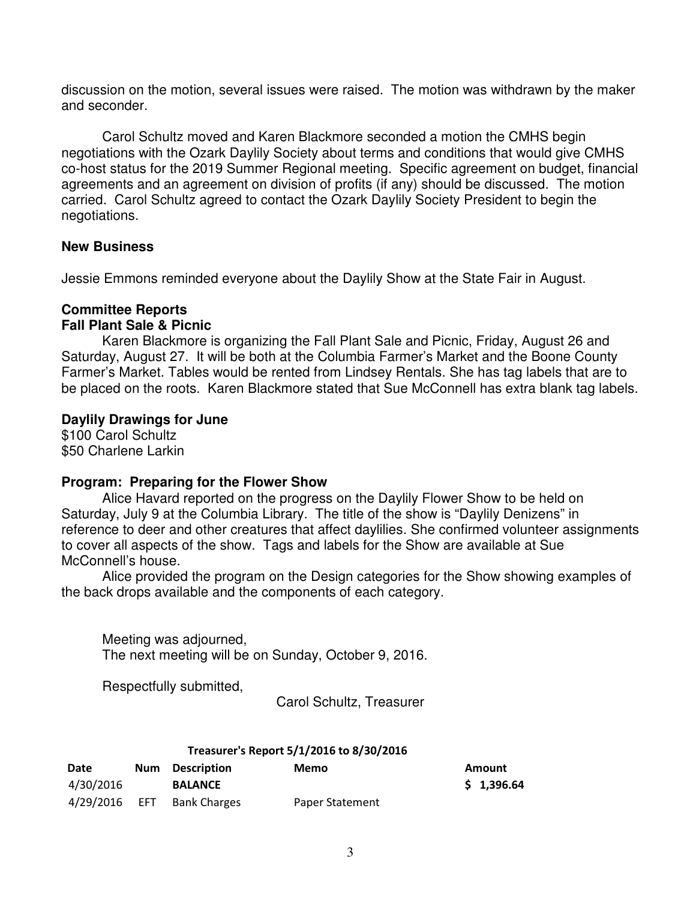discussion on the motion, several issues were raised. The motion was withdrawn by the maker and seconder.

Carol Schultz moved and Karen Blackmore seconded a motion the CMHS begin negotiations with the Ozark Daylily Society about terms and conditions that would give CMHS co-host status for the 2019 Summer Regional meeting. Specific agreement on budget, financial agreements and an agreement on division of profits (if any) should be discussed. The motion carried. Carol Schultz agreed to contact the Ozark Daylily Society President to begin the negotiations.

**New Business**

Jessie Emmons reminded everyone about the Daylily Show at the State Fair in August.

**Committee Reports**

**Fall Plant Sale & Picnic**

Karen Blackmore is organizing the Fall Plant Sale and Picnic, Friday, August 26 and Saturday, August 27. It will be both at the Columbia Farmer's Market and the Boone County Farmer's Market. Tables would be rented from Lindsey Rentals. She has tag labels that are to be placed on the roots. Karen Blackmore stated that Sue McConnell has extra blank tag labels.

**Daylily Drawings for June**

$100 Carol Schultz
$50 Charlene Larkin

**Program: Preparing for the Flower Show**

Alice Havard reported on the progress on the Daylily Flower Show to be held on Saturday, July 9 at the Columbia Library. The title of the show is "Daylily Denizens" in reference to deer and other creatures that affect daylilies. She confirmed volunteer assignments to cover all aspects of the show. Tags and labels for the Show are available at Sue McConnell's house.

Alice provided the program on the Design categories for the Show showing examples of the back drops available and the components of each category.

Meeting was adjourned,
The next meeting will be on Sunday, October 9, 2016.

Respectfully submitted,

Carol Schultz, Treasurer

**Treasurer's Report 5/1/2016 to 8/30/2016**

| Date | Num | Description | Memo | Amount |
|---|---|---|---|---|
| 4/30/2016 | | **BALANCE** | | **$ 1,396.64** |
| 4/29/2016 | EFT | Bank Charges | Paper Statement | |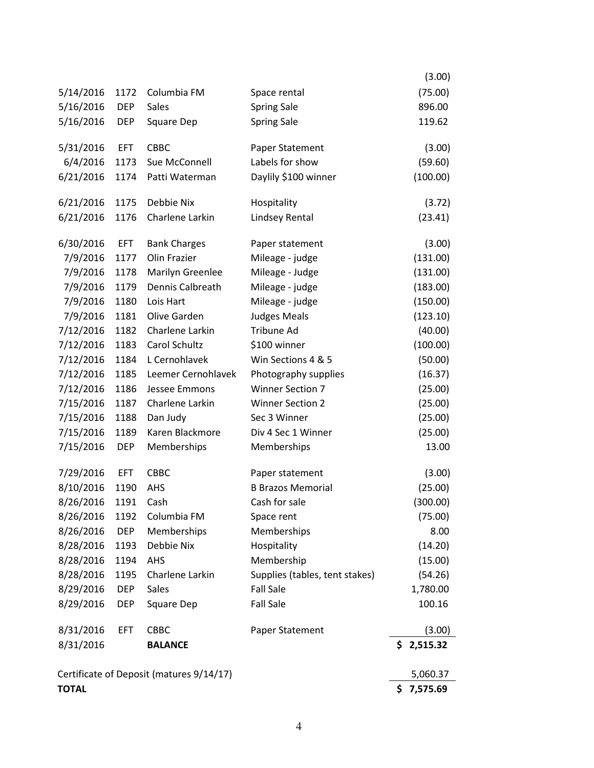| | | | | |
|---|---|---|---|---|
| | | | | (3.00) |
| 5/14/2016 | 1172 | Columbia FM | Space rental | (75.00) |
| 5/16/2016 | DEP | Sales | Spring Sale | 896.00 |
| 5/16/2016 | DEP | Square Dep | Spring Sale | 119.62 |
| 5/31/2016 | EFT | CBBC | Paper Statement | (3.00) |
| 6/4/2016 | 1173 | Sue McConnell | Labels for show | (59.60) |
| 6/21/2016 | 1174 | Patti Waterman | Daylily $100 winner | (100.00) |
| 6/21/2016 | 1175 | Debbie Nix | Hospitality | (3.72) |
| 6/21/2016 | 1176 | Charlene Larkin | Lindsey Rental | (23.41) |
| 6/30/2016 | EFT | Bank Charges | Paper statement | (3.00) |
| 7/9/2016 | 1177 | Olin Frazier | Mileage - judge | (131.00) |
| 7/9/2016 | 1178 | Marilyn Greenlee | Mileage - Judge | (131.00) |
| 7/9/2016 | 1179 | Dennis Calbreath | Mileage - judge | (183.00) |
| 7/9/2016 | 1180 | Lois Hart | Mileage - judge | (150.00) |
| 7/9/2016 | 1181 | Olive Garden | Judges Meals | (123.10) |
| 7/12/2016 | 1182 | Charlene Larkin | Tribune Ad | (40.00) |
| 7/12/2016 | 1183 | Carol Schultz | $100 winner | (100.00) |
| 7/12/2016 | 1184 | L Cernohlavek | Win Sections 4 & 5 | (50.00) |
| 7/12/2016 | 1185 | Leemer Cernohlavek | Photography supplies | (16.37) |
| 7/12/2016 | 1186 | Jessee Emmons | Winner Section 7 | (25.00) |
| 7/15/2016 | 1187 | Charlene Larkin | Winner Section 2 | (25.00) |
| 7/15/2016 | 1188 | Dan Judy | Sec 3 Winner | (25.00) |
| 7/15/2016 | 1189 | Karen Blackmore | Div 4 Sec 1 Winner | (25.00) |
| 7/15/2016 | DEP | Memberships | Memberships | 13.00 |
| 7/29/2016 | EFT | CBBC | Paper statement | (3.00) |
| 8/10/2016 | 1190 | AHS | B Brazos Memorial | (25.00) |
| 8/26/2016 | 1191 | Cash | Cash for sale | (300.00) |
| 8/26/2016 | 1192 | Columbia FM | Space rent | (75.00) |
| 8/26/2016 | DEP | Memberships | Memberships | 8.00 |
| 8/28/2016 | 1193 | Debbie Nix | Hospitality | (14.20) |
| 8/28/2016 | 1194 | AHS | Membership | (15.00) |
| 8/28/2016 | 1195 | Charlene Larkin | Supplies (tables, tent stakes) | (54.26) |
| 8/29/2016 | DEP | Sales | Fall Sale | 1,780.00 |
| 8/29/2016 | DEP | Square Dep | Fall Sale | 100.16 |
| 8/31/2016 | EFT | CBBC | Paper Statement | (3.00) |
| 8/31/2016 | | **BALANCE** | | **$ 2,515.32** |
| Certificate of Deposit (matures 9/14/17) | | | | 5,060.37 |
| **TOTAL** | | | | **$ 7,575.69** |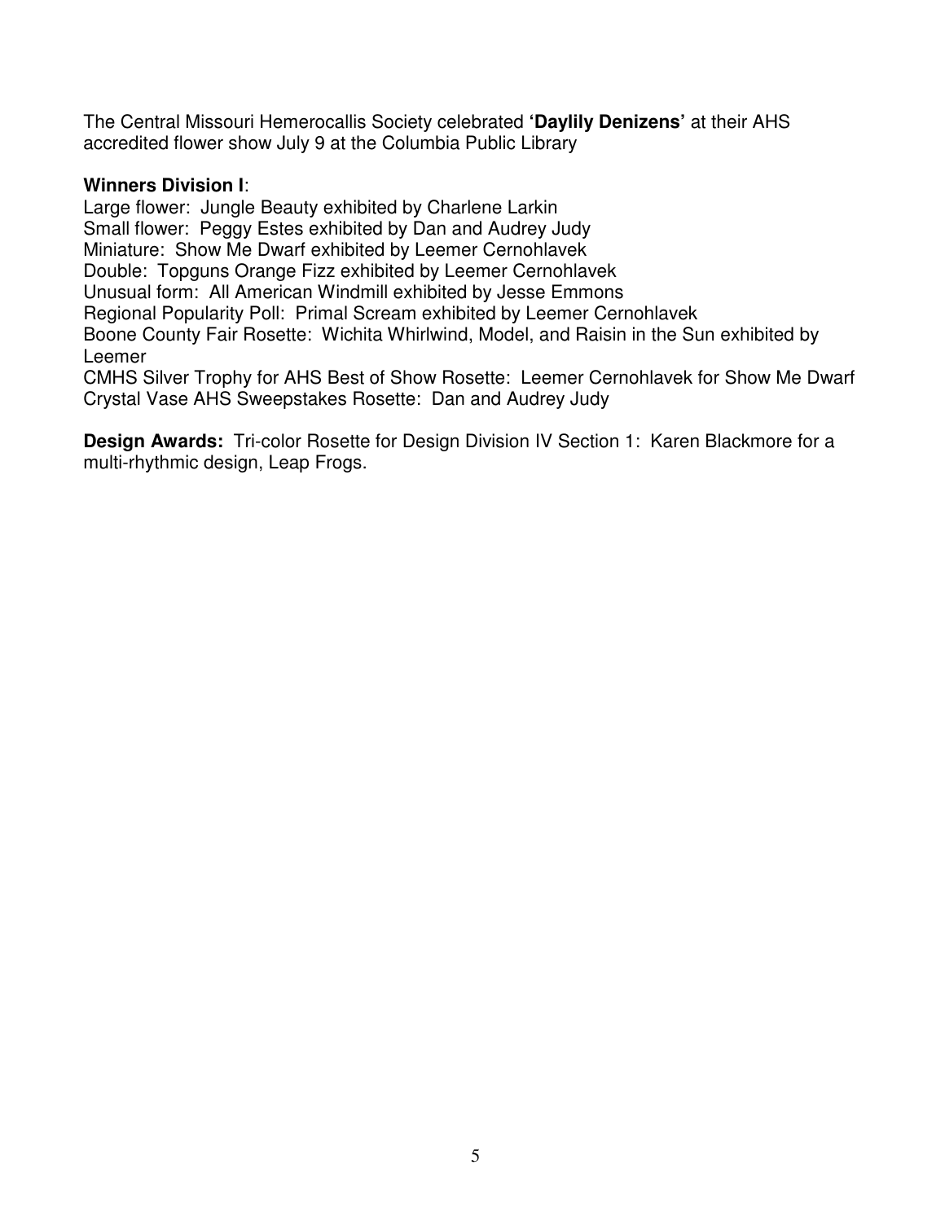The Central Missouri Hemerocallis Society celebrated **'Daylily Denizens'** at their AHS accredited flower show July 9 at the Columbia Public Library

**Winners Division I**:

Large flower: Jungle Beauty exhibited by Charlene Larkin
Small flower: Peggy Estes exhibited by Dan and Audrey Judy
Miniature: Show Me Dwarf exhibited by Leemer Cernohlavek
Double: Topguns Orange Fizz exhibited by Leemer Cernohlavek
Unusual form: All American Windmill exhibited by Jesse Emmons
Regional Popularity Poll: Primal Scream exhibited by Leemer Cernohlavek
Boone County Fair Rosette: Wichita Whirlwind, Model, and Raisin in the Sun exhibited by Leemer
CMHS Silver Trophy for AHS Best of Show Rosette: Leemer Cernohlavek for Show Me Dwarf
Crystal Vase AHS Sweepstakes Rosette: Dan and Audrey Judy

**Design Awards:** Tri-color Rosette for Design Division IV Section 1: Karen Blackmore for a multi-rhythmic design, Leap Frogs.